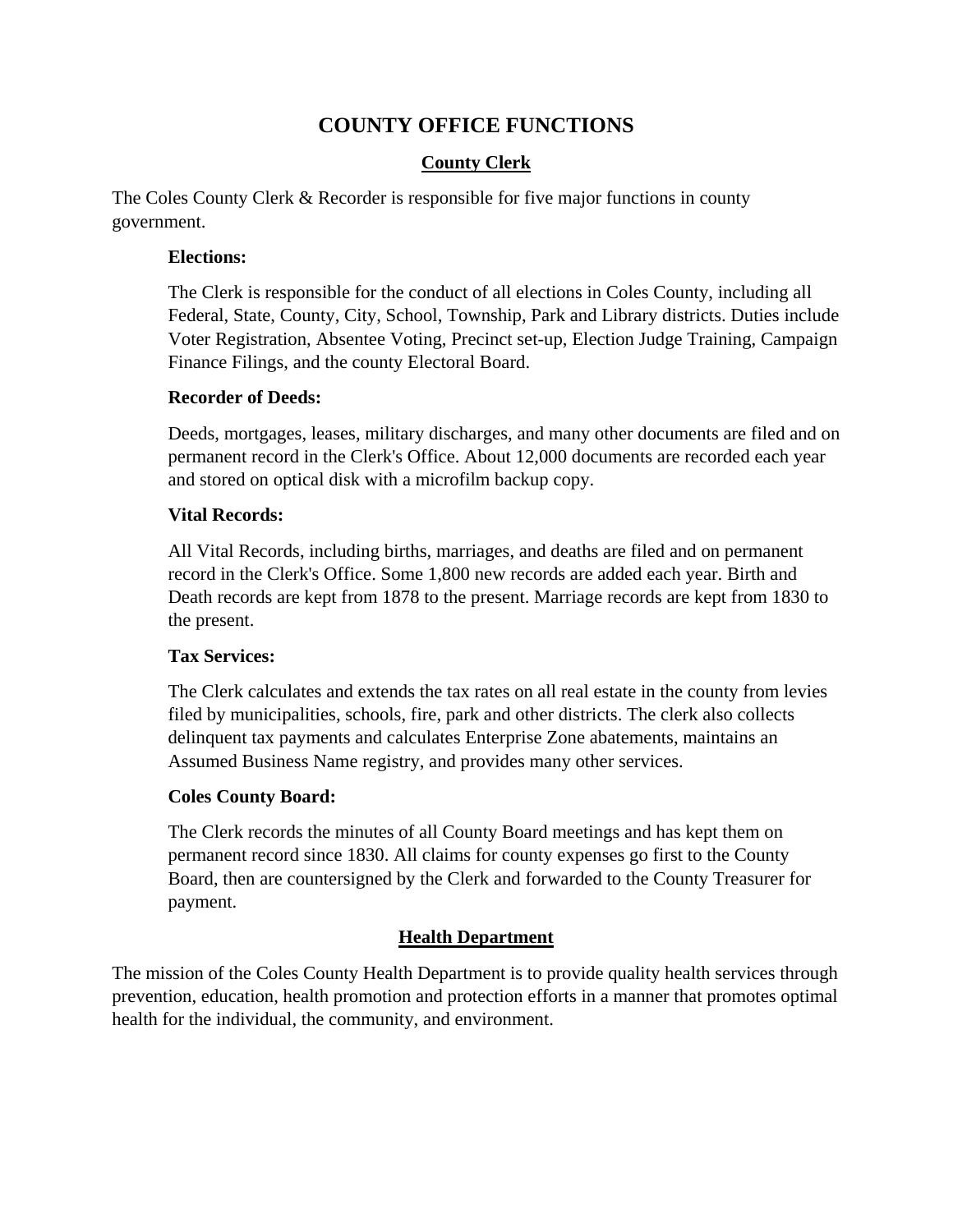# COUNTY OFFICE FUNCTIONS

## County Clerk

The Coles County Clerk & Recorder is responsible for five major functions in county government.

**Elections:**

The Clerk is responsible for the conduct of all elections in Coles County, including all Federal, State, County, City, School, Township, Park and Library districts. Duties include Voter Registration, Absentee Voting, Precinct set-up, Election Judge Training, Campaign Finance Filings, and the county Electoral Board.

**Recorder of Deeds:**

Deeds, mortgages, leases, military discharges, and many other documents are filed and on permanent record in the Clerk's Office. About 12,000 documents are recorded each year and stored on optical disk with a microfilm backup copy.

**Vital Records:**

All Vital Records, including births, marriages, and deaths are filed and on permanent record in the Clerk's Office. Some 1,800 new records are added each year. Birth and Death records are kept from 1878 to the present. Marriage records are kept from 1830 to the present.

**Tax Services:**

The Clerk calculates and extends the tax rates on all real estate in the county from levies filed by municipalities, schools, fire, park and other districts. The clerk also collects delinquent tax payments and calculates Enterprise Zone abatements, maintains an Assumed Business Name registry, and provides many other services.

**Coles County Board:**

The Clerk records the minutes of all County Board meetings and has kept them on permanent record since 1830. All claims for county expenses go first to the County Board, then are countersigned by the Clerk and forwarded to the County Treasurer for payment.

## Health Department

The mission of the Coles County Health Department is to provide quality health services through prevention, education, health promotion and protection efforts in a manner that promotes optimal health for the individual, the community, and environment.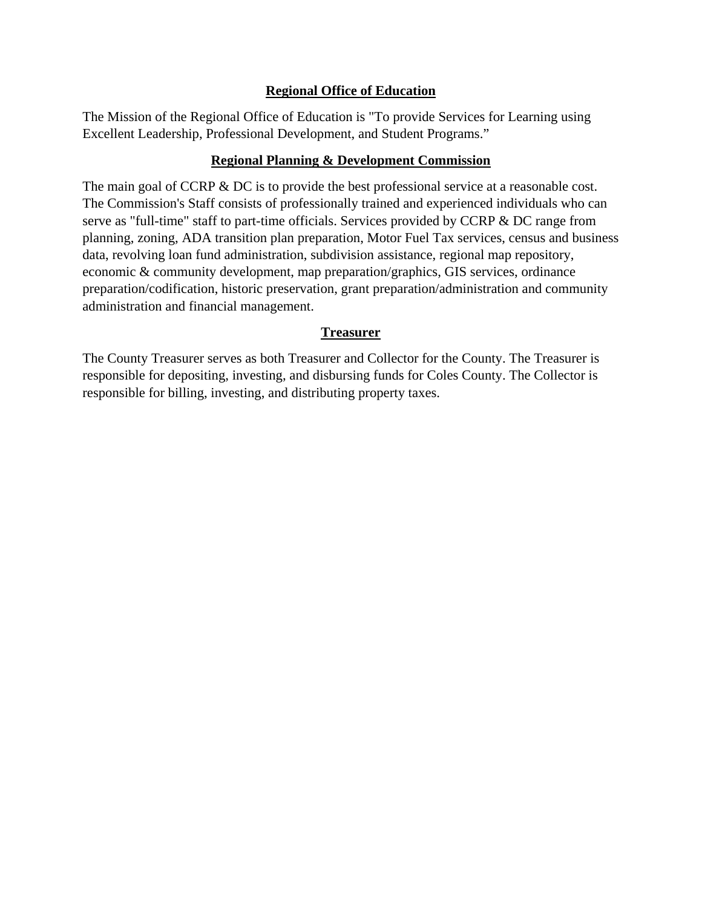## Regional Office of Education

The Mission of the Regional Office of Education is "To provide Services for Learning using Excellent Leadership, Professional Development, and Student Programs."

## Regional Planning & Development Commission

The main goal of CCRP & DC is to provide the best professional service at a reasonable cost. The Commission's Staff consists of professionally trained and experienced individuals who can serve as "full-time" staff to part-time officials. Services provided by CCRP & DC range from planning, zoning, ADA transition plan preparation, Motor Fuel Tax services, census and business data, revolving loan fund administration, subdivision assistance, regional map repository, economic & community development, map preparation/graphics, GIS services, ordinance preparation/codification, historic preservation, grant preparation/administration and community administration and financial management.

## Treasurer

The County Treasurer serves as both Treasurer and Collector for the County. The Treasurer is responsible for depositing, investing, and disbursing funds for Coles County. The Collector is responsible for billing, investing, and distributing property taxes.